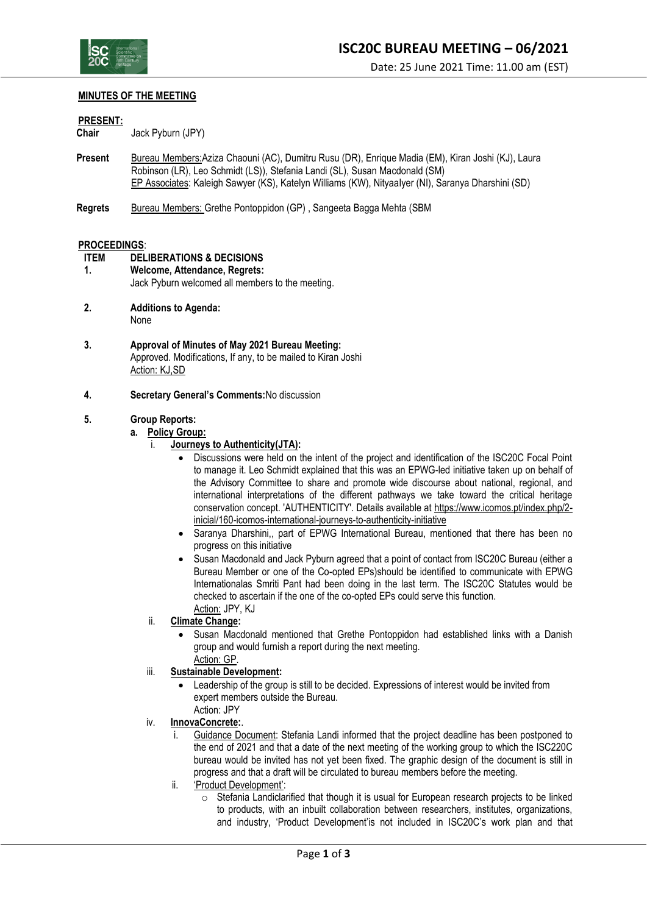# ISC20C BUREAU MEETING – 06/2021

Date: 25 June 2021 Time: 11.00 am (EST)

**MINUTES OF THE MEETING**

**PRESENT:**

**Chair** Jack Pyburn (JPY)

**Present** Bureau Members:Aziza Chaouni (AC), Dumitru Rusu (DR), Enrique Madia (EM), Kiran Joshi (KJ), Laura Robinson (LR), Leo Schmidt (LS)), Stefania Landi (SL), Susan Macdonald (SM)
EP Associates: Kaleigh Sawyer (KS), Katelyn Williams (KW), NityaaIyer (NI), Saranya Dharshini (SD)

**Regrets** Bureau Members: Grethe Pontoppidon (GP) , Sangeeta Bagga Mehta (SBM

**PROCEEDINGS**:

**ITEM DELIBERATIONS & DECISIONS**

**1. Welcome, Attendance, Regrets:**
Jack Pyburn welcomed all members to the meeting.

**2. Additions to Agenda:**
None

**3. Approval of Minutes of May 2021 Bureau Meeting:**
Approved. Modifications, If any, to be mailed to Kiran Joshi
Action: KJ,SD

**4. Secretary General's Comments:**No discussion

**5. Group Reports:**

**a. Policy Group:**

i. **Journeys to Authenticity(JTA):**

- Discussions were held on the intent of the project and identification of the ISC20C Focal Point to manage it. Leo Schmidt explained that this was an EPWG-led initiative taken up on behalf of the Advisory Committee to share and promote wide discourse about national, regional, and international interpretations of the different pathways we take toward the critical heritage conservation concept. 'AUTHENTICITY'. Details available at https://www.icomos.pt/index.php/2-inicial/160-icomos-international-journeys-to-authenticity-initiative
- Saranya Dharshini,, part of EPWG International Bureau, mentioned that there has been no progress on this initiative
- Susan Macdonald and Jack Pyburn agreed that a point of contact from ISC20C Bureau (either a Bureau Member or one of the Co-opted EPs)should be identified to communicate with EPWG Internationalas Smriti Pant had been doing in the last term. The ISC20C Statutes would be checked to ascertain if the one of the co-opted EPs could serve this function.
Action: JPY, KJ

ii. **Climate Change:**

- Susan Macdonald mentioned that Grethe Pontoppidon had established links with a Danish group and would furnish a report during the next meeting.
Action: GP.

iii. **Sustainable Development:**

- Leadership of the group is still to be decided. Expressions of interest would be invited from expert members outside the Bureau.
Action: JPY

iv. **InnovaConcrete:**.

i. Guidance Document: Stefania Landi informed that the project deadline has been postponed to the end of 2021 and that a date of the next meeting of the working group to which the ISC220C bureau would be invited has not yet been fixed. The graphic design of the document is still in progress and that a draft will be circulated to bureau members before the meeting.

ii. 'Product Development':

- Stefania Landiclarified that though it is usual for European research projects to be linked to products, with an inbuilt collaboration between researchers, institutes, organizations, and industry, 'Product Development'is not included in ISC20C's work plan and that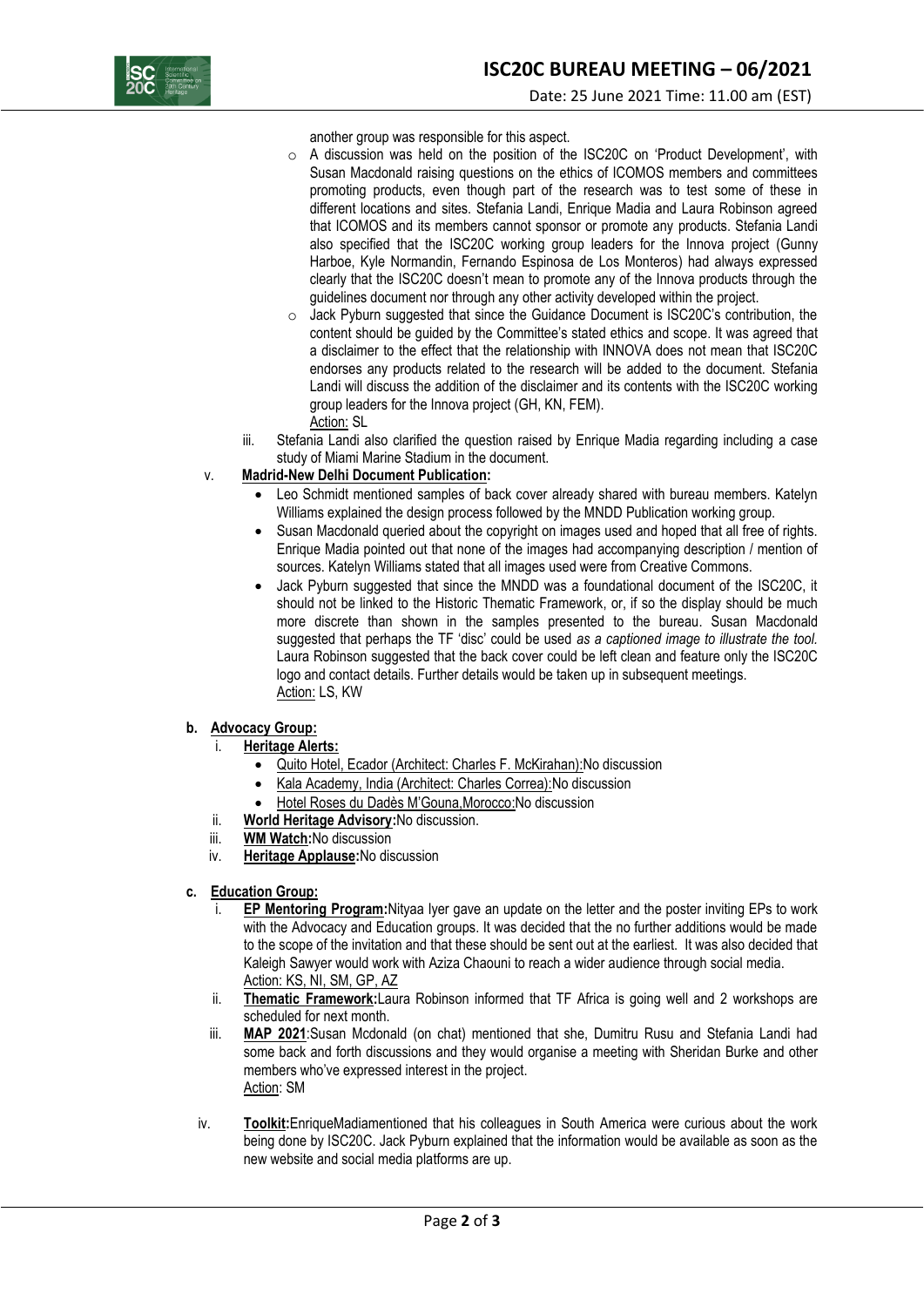another group was responsible for this aspect.

- A discussion was held on the position of the ISC20C on 'Product Development', with Susan Macdonald raising questions on the ethics of ICOMOS members and committees promoting products, even though part of the research was to test some of these in different locations and sites. Stefania Landi, Enrique Madia and Laura Robinson agreed that ICOMOS and its members cannot sponsor or promote any products. Stefania Landi also specified that the ISC20C working group leaders for the Innova project (Gunny Harboe, Kyle Normandin, Fernando Espinosa de Los Monteros) had always expressed clearly that the ISC20C doesn't mean to promote any of the Innova products through the guidelines document nor through any other activity developed within the project.
- Jack Pyburn suggested that since the Guidance Document is ISC20C's contribution, the content should be guided by the Committee's stated ethics and scope. It was agreed that a disclaimer to the effect that the relationship with INNOVA does not mean that ISC20C endorses any products related to the research will be added to the document. Stefania Landi will discuss the addition of the disclaimer and its contents with the ISC20C working group leaders for the Innova project (GH, KN, FEM).
  Action: SL

iii. Stefania Landi also clarified the question raised by Enrique Madia regarding including a case study of Miami Marine Stadium in the document.

v. **Madrid-New Delhi Document Publication:**

- Leo Schmidt mentioned samples of back cover already shared with bureau members. Katelyn Williams explained the design process followed by the MNDD Publication working group.
- Susan Macdonald queried about the copyright on images used and hoped that all free of rights. Enrique Madia pointed out that none of the images had accompanying description / mention of sources. Katelyn Williams stated that all images used were from Creative Commons.
- Jack Pyburn suggested that since the MNDD was a foundational document of the ISC20C, it should not be linked to the Historic Thematic Framework, or, if so the display should be much more discrete than shown in the samples presented to the bureau. Susan Macdonald suggested that perhaps the TF 'disc' could be used *as a captioned image to illustrate the tool.* Laura Robinson suggested that the back cover could be left clean and feature only the ISC20C logo and contact details. Further details would be taken up in subsequent meetings.
  Action: LS, KW

**b. Advocacy Group:**

i. **Heritage Alerts:**

- Quito Hotel, Ecador (Architect: Charles F. McKirahan):No discussion
- Kala Academy, India (Architect: Charles Correa):No discussion
- Hotel Roses du Dadès M'Gouna,Morocco:No discussion

ii. **World Heritage Advisory:**No discussion.

iii. **WM Watch:**No discussion

iv. **Heritage Applause:**No discussion

**c. Education Group:**

i. **EP Mentoring Program:**Nityaa Iyer gave an update on the letter and the poster inviting EPs to work with the Advocacy and Education groups. It was decided that the no further additions would be made to the scope of the invitation and that these should be sent out at the earliest. It was also decided that Kaleigh Sawyer would work with Aziza Chaouni to reach a wider audience through social media.
Action: KS, NI, SM, GP, AZ

ii. **Thematic Framework:**Laura Robinson informed that TF Africa is going well and 2 workshops are scheduled for next month.

iii. **MAP 2021**:Susan Mcdonald (on chat) mentioned that she, Dumitru Rusu and Stefania Landi had some back and forth discussions and they would organise a meeting with Sheridan Burke and other members who've expressed interest in the project.
Action: SM

iv. **Toolkit:**EnriqueMadiamentioned that his colleagues in South America were curious about the work being done by ISC20C. Jack Pyburn explained that the information would be available as soon as the new website and social media platforms are up.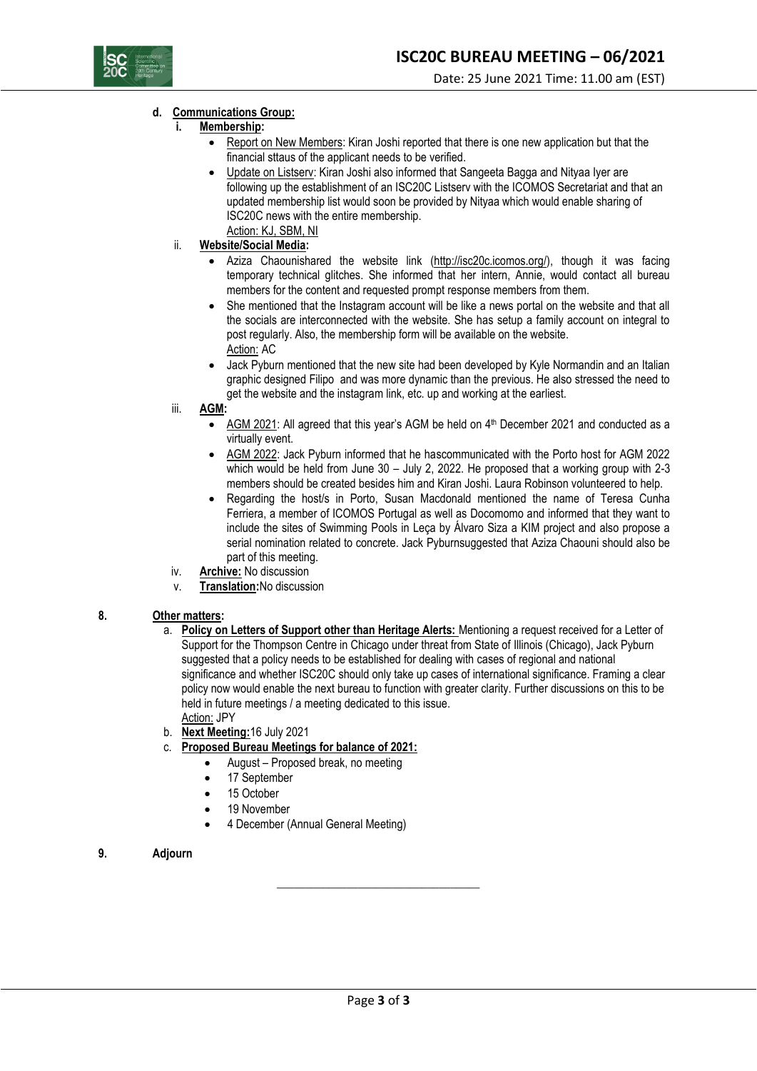**d. Communications Group:**

**i. Membership:**

- Report on New Members: Kiran Joshi reported that there is one new application but that the financial sttaus of the applicant needs to be verified.
- Update on Listserv: Kiran Joshi also informed that Sangeeta Bagga and Nityaa Iyer are following up the establishment of an ISC20C Listserv with the ICOMOS Secretariat and that an updated membership list would soon be provided by Nityaa which would enable sharing of ISC20C news with the entire membership.
  Action: KJ, SBM, NI

ii. **Website/Social Media:**

- Aziza Chaounishared the website link (http://isc20c.icomos.org/), though it was facing temporary technical glitches. She informed that her intern, Annie, would contact all bureau members for the content and requested prompt response members from them.
- She mentioned that the Instagram account will be like a news portal on the website and that all the socials are interconnected with the website. She has setup a family account on integral to post regularly. Also, the membership form will be available on the website.
  Action: AC
- Jack Pyburn mentioned that the new site had been developed by Kyle Normandin and an Italian graphic designed Filipo and was more dynamic than the previous. He also stressed the need to get the website and the instagram link, etc. up and working at the earliest.

iii. **AGM:**

- AGM 2021: All agreed that this year's AGM be held on 4th December 2021 and conducted as a virtually event.
- AGM 2022: Jack Pyburn informed that he hascommunicated with the Porto host for AGM 2022 which would be held from June 30 – July 2, 2022. He proposed that a working group with 2-3 members should be created besides him and Kiran Joshi. Laura Robinson volunteered to help.
- Regarding the host/s in Porto, Susan Macdonald mentioned the name of Teresa Cunha Ferriera, a member of ICOMOS Portugal as well as Docomomo and informed that they want to include the sites of Swimming Pools in Leça by Álvaro Siza a KIM project and also propose a serial nomination related to concrete. Jack Pyburnsuggested that Aziza Chaouni should also be part of this meeting.

iv. **Archive:** No discussion

v. **Translation:**No discussion

**8. Other matters:**

a. **Policy on Letters of Support other than Heritage Alerts:** Mentioning a request received for a Letter of Support for the Thompson Centre in Chicago under threat from State of Illinois (Chicago), Jack Pyburn suggested that a policy needs to be established for dealing with cases of regional and national significance and whether ISC20C should only take up cases of international significance. Framing a clear policy now would enable the next bureau to function with greater clarity. Further discussions on this to be held in future meetings / a meeting dedicated to this issue.
Action: JPY

b. **Next Meeting:**16 July 2021

c. **Proposed Bureau Meetings for balance of 2021:**

- August – Proposed break, no meeting
- 17 September
- 15 October
- 19 November
- 4 December (Annual General Meeting)

**9. Adjourn**